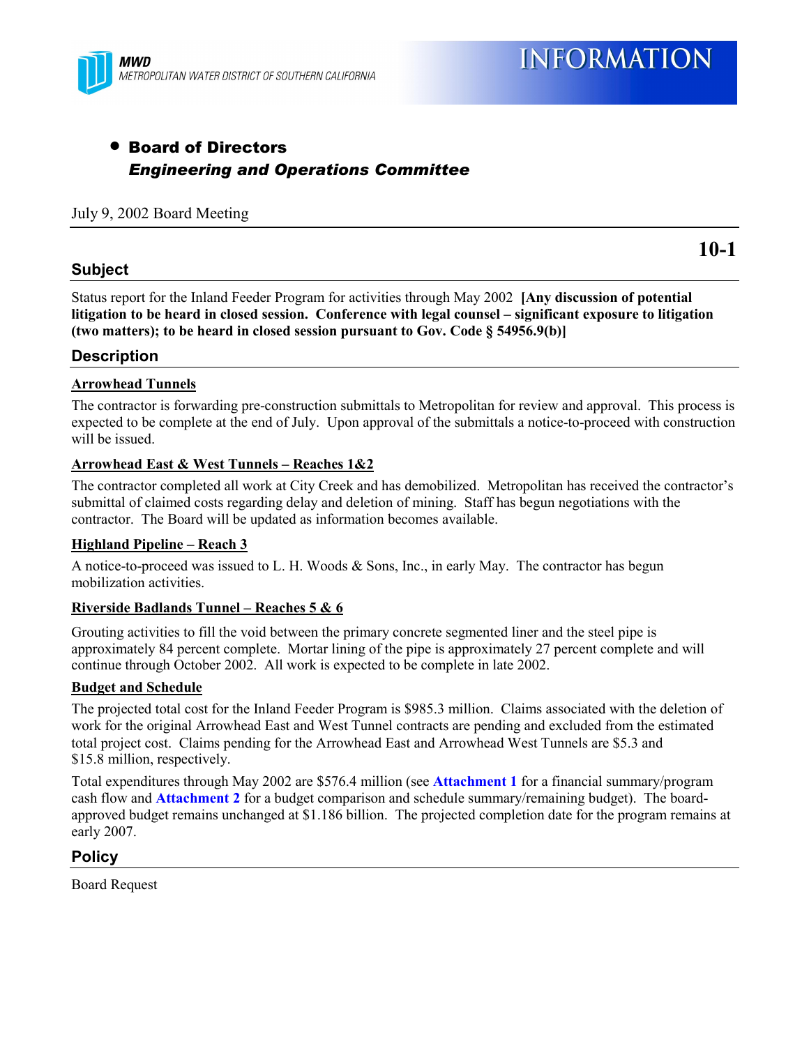MWD
METROPOLITAN WATER DISTRICT OF SOUTHERN CALIFORNIA

# INFORMATION

- **Board of Directors**
  ***Engineering and Operations Committee***

July 9, 2002 Board Meeting

**10-1**

## Subject

Status report for the Inland Feeder Program for activities through May 2002 **[Any discussion of potential litigation to be heard in closed session. Conference with legal counsel – significant exposure to litigation (two matters); to be heard in closed session pursuant to Gov. Code § 54956.9(b)]**

## Description

### Arrowhead Tunnels

The contractor is forwarding pre-construction submittals to Metropolitan for review and approval. This process is expected to be complete at the end of July. Upon approval of the submittals a notice-to-proceed with construction will be issued.

### Arrowhead East & West Tunnels – Reaches 1&2

The contractor completed all work at City Creek and has demobilized. Metropolitan has received the contractor's submittal of claimed costs regarding delay and deletion of mining. Staff has begun negotiations with the contractor. The Board will be updated as information becomes available.

### Highland Pipeline – Reach 3

A notice-to-proceed was issued to L. H. Woods & Sons, Inc., in early May. The contractor has begun mobilization activities.

### Riverside Badlands Tunnel – Reaches 5 & 6

Grouting activities to fill the void between the primary concrete segmented liner and the steel pipe is approximately 84 percent complete. Mortar lining of the pipe is approximately 27 percent complete and will continue through October 2002. All work is expected to be complete in late 2002.

### Budget and Schedule

The projected total cost for the Inland Feeder Program is $985.3 million. Claims associated with the deletion of work for the original Arrowhead East and West Tunnel contracts are pending and excluded from the estimated total project cost. Claims pending for the Arrowhead East and Arrowhead West Tunnels are $5.3 and $15.8 million, respectively.

Total expenditures through May 2002 are $576.4 million (see **Attachment 1** for a financial summary/program cash flow and **Attachment 2** for a budget comparison and schedule summary/remaining budget). The board-approved budget remains unchanged at $1.186 billion. The projected completion date for the program remains at early 2007.

## Policy

Board Request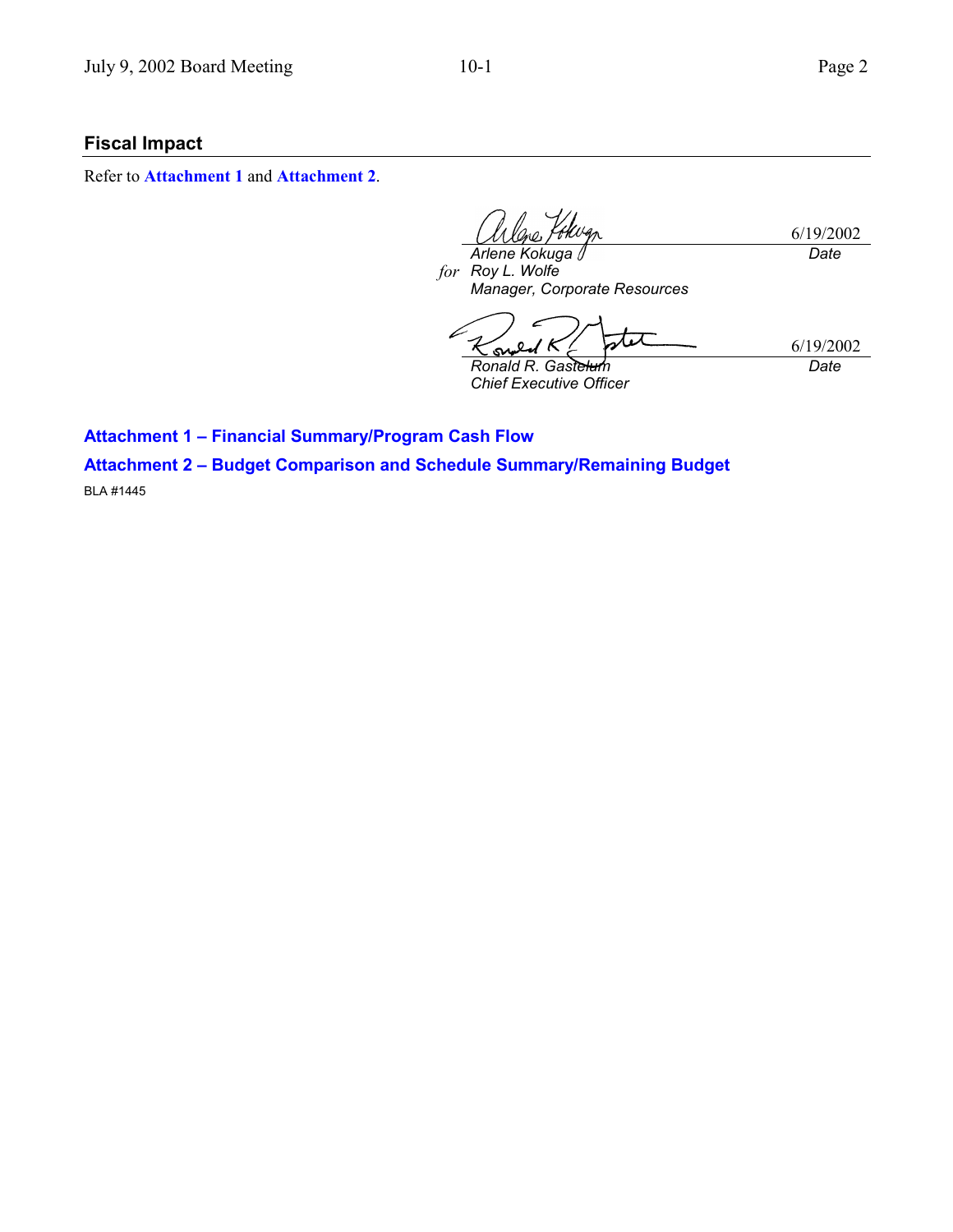## Fiscal Impact

Refer to **Attachment 1** and **Attachment 2**.

| | |
|---|---|
| *Arlene Kokuga* | 6/19/2002 |
| *for* *Roy L. Wolfe* | *Date* |
| *Manager, Corporate Resources* | |

| | |
|---|---|
| *Ronald R. Gastelum* | 6/19/2002 |
| *Chief Executive Officer* | *Date* |

**Attachment 1 – Financial Summary/Program Cash Flow**

**Attachment 2 – Budget Comparison and Schedule Summary/Remaining Budget**

BLA #1445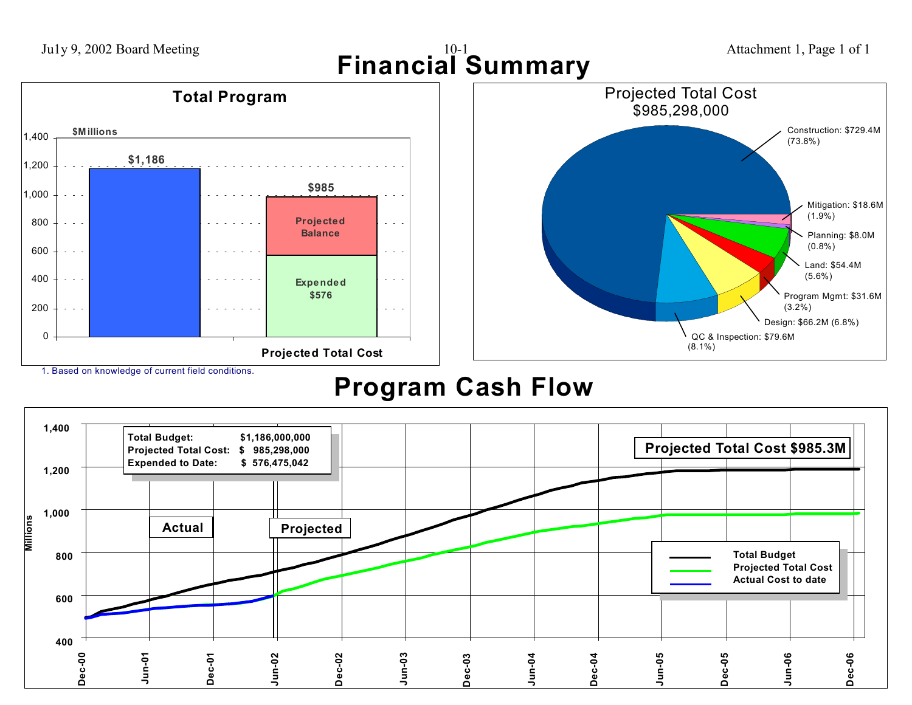# Financial Summary

## Total Program

$Millions

| | Amount ($Millions) |
|---|---|
| Total Program | $1,186 |
| Projected Total Cost | $985 |
| Projected Balance | |
| Expended | $576 |

1. Based on knowledge of current field conditions.

## Projected Total Cost $985,298,000

- Construction: $729.4M (73.8%)
- Mitigation: $18.6M (1.9%)
- Planning: $8.0M (0.8%)
- Land: $54.4M (5.6%)
- Program Mgmt: $31.6M (3.2%)
- Design: $66.2M (6.8%)
- QC & Inspection: $79.6M (8.1%)

# Program Cash Flow

| | |
|---|---|
| Total Budget: | $1,186,000,000 |
| Projected Total Cost: | $ 985,298,000 |
| Expended to Date: | $ 576,475,042 |

**Projected Total Cost $985.3M**

Actual | Projected

Legend: Total Budget; Projected Total Cost; Actual Cost to date

Millions (400–1,400); Dec-00 through Dec-06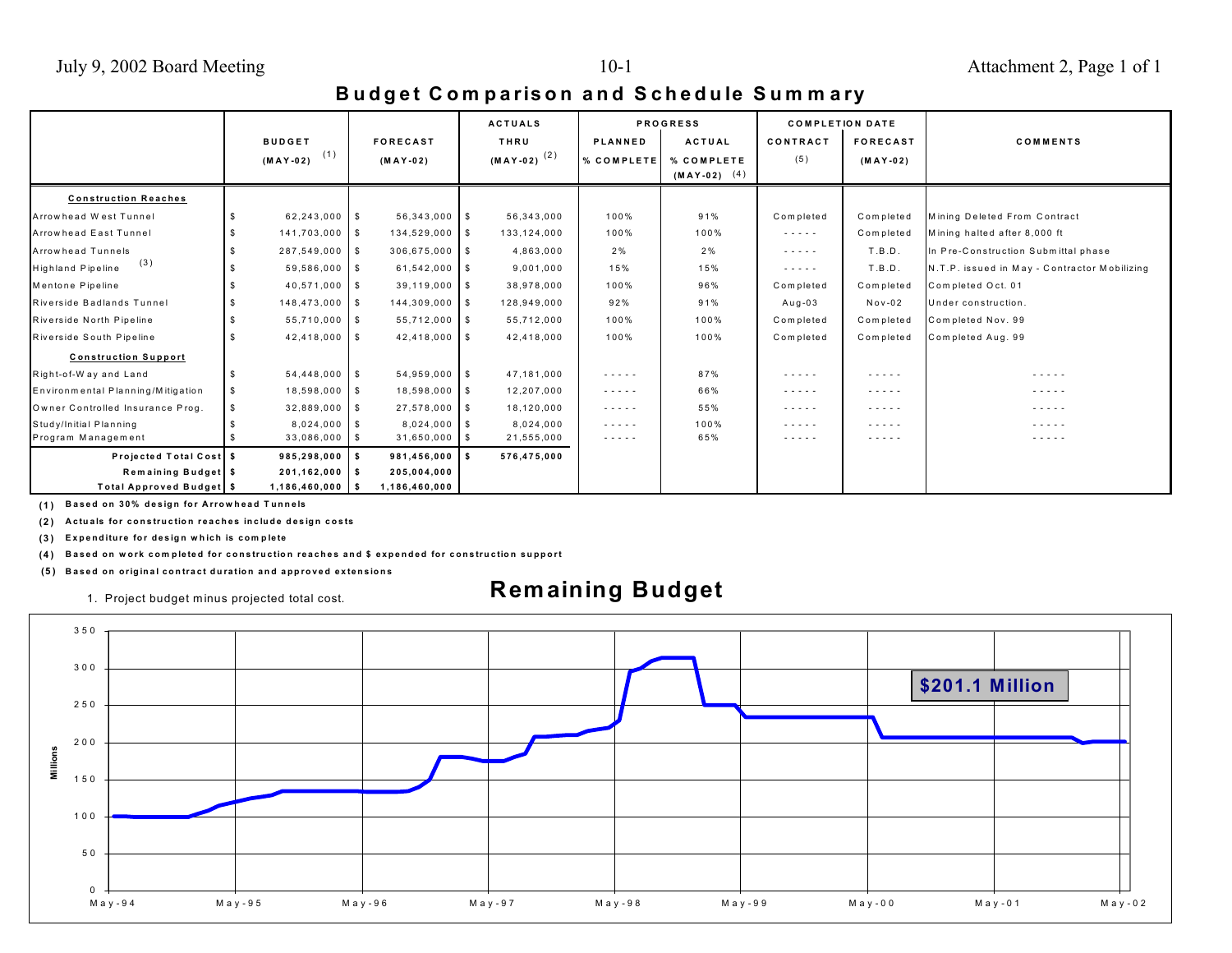# Budget Comparison and Schedule Summary

| | BUDGET (MAY-02) (1) | FORECAST (MAY-02) | ACTUALS THRU (MAY-02) (2) | PROGRESS PLANNED % COMPLETE | PROGRESS ACTUAL % COMPLETE (MAY-02) (4) | COMPLETION DATE CONTRACT (5) | COMPLETION DATE FORECAST (MAY-02) | COMMENTS |
|---|---|---|---|---|---|---|---|---|
| **Construction Reaches** | | | | | | | | |
| Arrowhead West Tunnel | $ 62,243,000 | $ 56,343,000 | $ 56,343,000 | 100% | 91% | Completed | Completed | Mining Deleted From Contract |
| Arrowhead East Tunnel | $ 141,703,000 | $ 134,529,000 | $ 133,124,000 | 100% | 100% | ----- | Completed | Mining halted after 8,000 ft |
| Arrowhead Tunnels | $ 287,549,000 | $ 306,675,000 | $ 4,863,000 | 2% | 2% | ----- | T.B.D. | In Pre-Construction Submittal phase |
| Highland Pipeline (3) | $ 59,586,000 | $ 61,542,000 | $ 9,001,000 | 15% | 15% | ----- | T.B.D. | N.T.P. issued in May - Contractor Mobilizing |
| Mentone Pipeline | $ 40,571,000 | $ 39,119,000 | $ 38,978,000 | 100% | 96% | Completed | Completed | Completed Oct. 01 |
| Riverside Badlands Tunnel | $ 148,473,000 | $ 144,309,000 | $ 128,949,000 | 92% | 91% | Aug-03 | Nov-02 | Under construction. |
| Riverside North Pipeline | $ 55,710,000 | $ 55,712,000 | $ 55,712,000 | 100% | 100% | Completed | Completed | Completed Nov. 99 |
| Riverside South Pipeline | $ 42,418,000 | $ 42,418,000 | $ 42,418,000 | 100% | 100% | Completed | Completed | Completed Aug. 99 |
| **Construction Support** | | | | | | | | |
| Right-of-Way and Land | $ 54,448,000 | $ 54,959,000 | $ 47,181,000 | ----- | 87% | ----- | ----- | ----- |
| Environmental Planning/Mitigation | $ 18,598,000 | $ 18,598,000 | $ 12,207,000 | ----- | 66% | ----- | ----- | ----- |
| Owner Controlled Insurance Prog. | $ 32,889,000 | $ 27,578,000 | $ 18,120,000 | ----- | 55% | ----- | ----- | ----- |
| Study/Initial Planning | $ 8,024,000 | $ 8,024,000 | $ 8,024,000 | ----- | 100% | ----- | ----- | ----- |
| Program Management | $ 33,086,000 | $ 31,650,000 | $ 21,555,000 | ----- | 65% | ----- | ----- | ----- |
| **Projected Total Cost** | **$ 985,298,000** | **$ 981,456,000** | **$ 576,475,000** | | | | | |
| **Remaining Budget** | **$ 201,162,000** | **$ 205,004,000** | | | | | | |
| **Total Approved Budget** | **$ 1,186,460,000** | **$ 1,186,460,000** | | | | | | |

**(1) Based on 30% design for Arrowhead Tunnels**

**(2) Actuals for construction reaches include design costs**

**(3) Expenditure for design which is complete**

**(4) Based on work completed for construction reaches and $ expended for construction support**

**(5) Based on original contract duration and approved extensions**

## Remaining Budget

1. Project budget minus projected total cost.

$201.1 Million

Millions

0
50
100
150
200
250
300
350

May-94
May-95
May-96
May-97
May-98
May-99
May-00
May-01
May-02